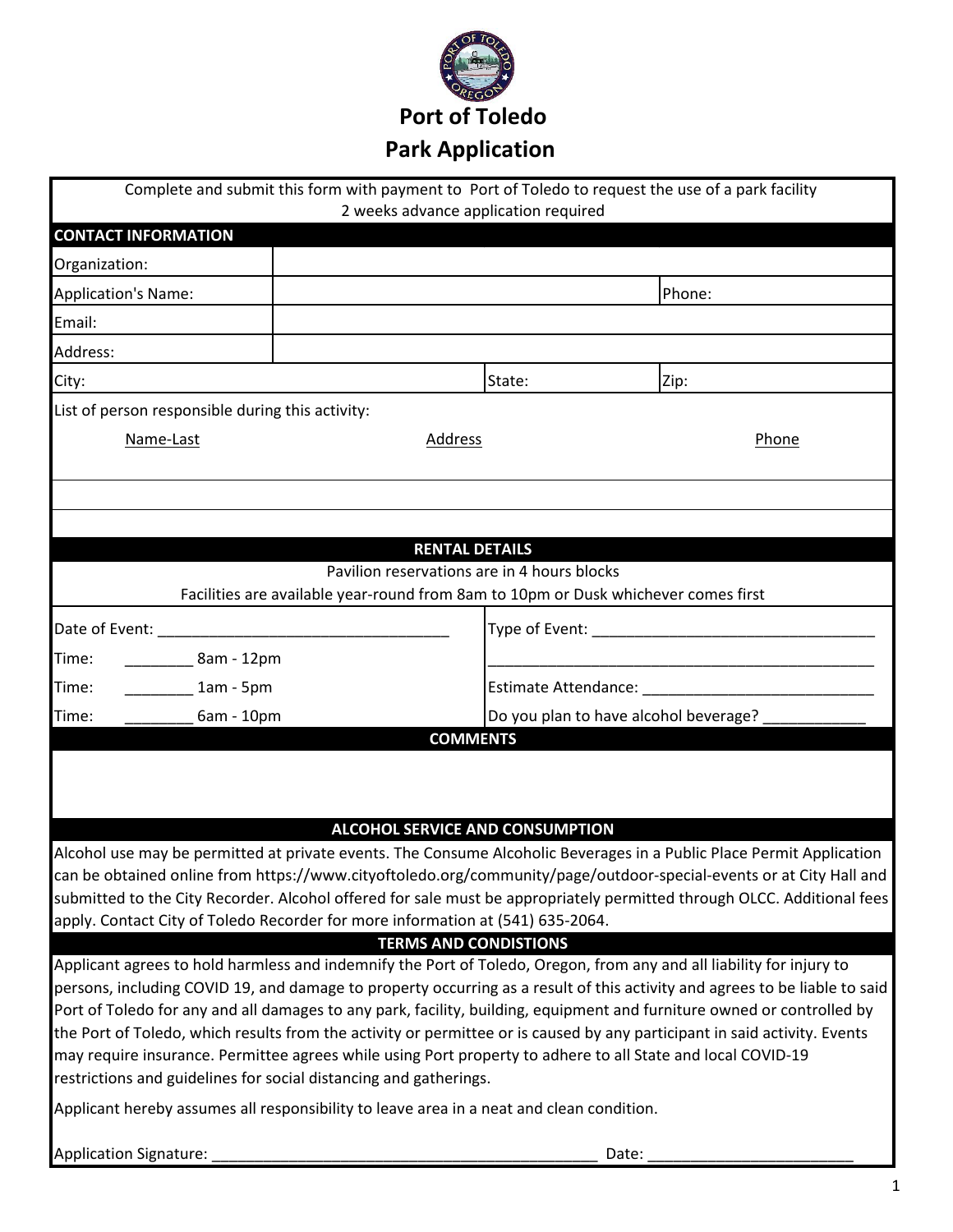# Port of Toledo

## Park Application

Complete and submit this form with payment to Port of Toledo to request the use of a park facility
2 weeks advance application required

**CONTACT INFORMATION**

| | | | |
|---|---|---|---|
| Organization: | | | |
| Application's Name: | | Phone: | |
| Email: | | | |
| Address: | | | |
| City: | | State: | Zip: |

List of person responsible during this activity:

| Name-Last | Address | Phone |
|---|---|---|
| | | |
| | | |
| | | |

**RENTAL DETAILS**

Pavilion reservations are in 4 hours blocks
Facilities are available year-round from 8am to 10pm or Dusk whichever comes first

| | |
|---|---|
| Date of Event: ___________________________________ | Type of Event: __________________________________ |
| Time: ________ 8am - 12pm | ________________________________________________ |
| Time: ________ 1am - 5pm | Estimate Attendance: ___________________________ |
| Time: ________ 6am - 10pm | Do you plan to have alcohol beverage? ____________ |

**COMMENTS**

**ALCOHOL SERVICE AND CONSUMPTION**

Alcohol use may be permitted at private events. The Consume Alcoholic Beverages in a Public Place Permit Application can be obtained online from https://www.cityoftoledo.org/community/page/outdoor-special-events or at City Hall and submitted to the City Recorder. Alcohol offered for sale must be appropriately permitted through OLCC. Additional fees apply. Contact City of Toledo Recorder for more information at (541) 635-2064.

**TERMS AND CONSIDTIONS**

Applicant agrees to hold harmless and indemnify the Port of Toledo, Oregon, from any and all liability for injury to persons, including COVID 19, and damage to property occurring as a result of this activity and agrees to be liable to said Port of Toledo for any and all damages to any park, facility, building, equipment and furniture owned or controlled by the Port of Toledo, which results from the activity or permittee or is caused by any participant in said activity. Events may require insurance. Permittee agrees while using Port property to adhere to all State and local COVID-19 restrictions and guidelines for social distancing and gatherings.

Applicant hereby assumes all responsibility to leave area in a neat and clean condition.

Application Signature: _______________________________________________ Date: ________________________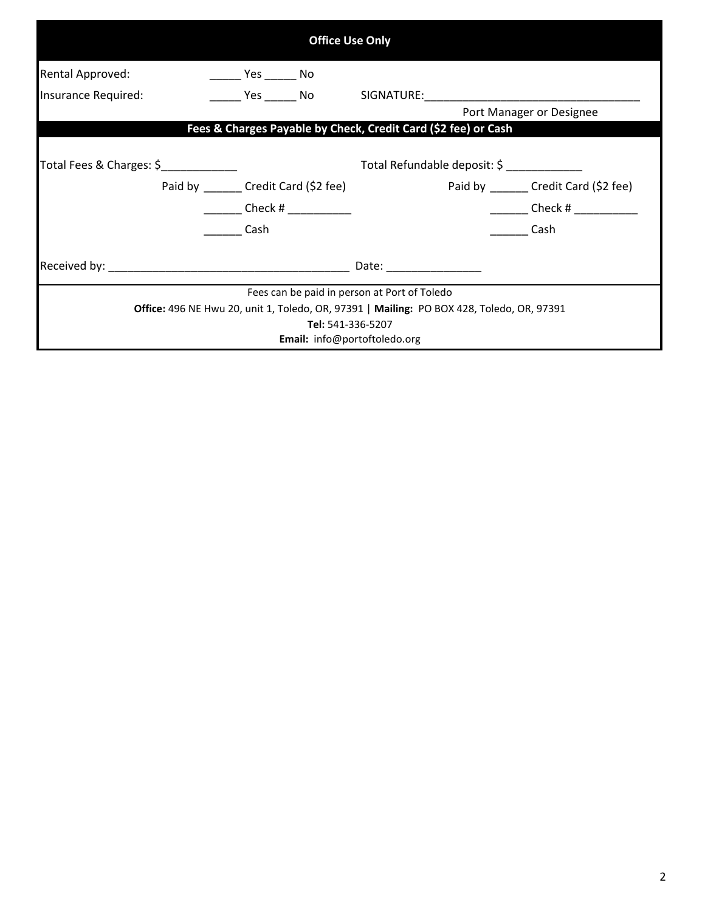## Office Use Only

Rental Approved: _____ Yes _____ No

Insurance Required: _____ Yes _____ No SIGNATURE:__________________________________

Port Manager or Designee

### Fees & Charges Payable by Check, Credit Card ($2 fee) or Cash

| | |
|---|---|
| Total Fees & Charges: $____________ | Total Refundable deposit: $ ____________ |
| Paid by ______ Credit Card ($2 fee) | Paid by ______ Credit Card ($2 fee) |
| ______ Check # __________ | ______ Check # __________ |
| ______ Cash | ______ Cash |

Received by: ______________________________________ Date: _______________

Fees can be paid in person at Port of Toledo

**Office:** 496 NE Hwu 20, unit 1, Toledo, OR, 97391 | **Mailing:** PO BOX 428, Toledo, OR, 97391

**Tel:** 541-336-5207

**Email:** info@portoftoledo.org